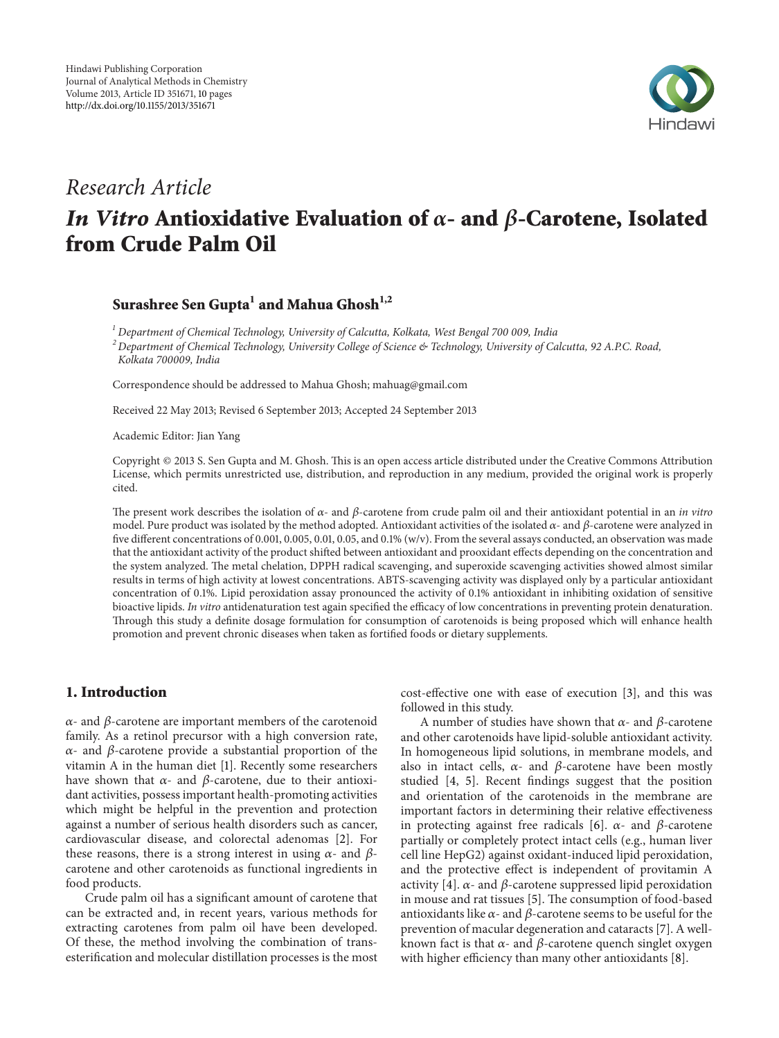Hindawi Publishing Corporation
Journal of Analytical Methods in Chemistry
Volume 2013, Article ID 351671, 10 pages
http://dx.doi.org/10.1155/2013/351671

*Research Article*

# *In Vitro* Antioxidative Evaluation of *α*- and *β*-Carotene, Isolated from Crude Palm Oil

**Surashree Sen Gupta[1] and Mahua Ghosh[1,2]**

[1] *Department of Chemical Technology, University of Calcutta, Kolkata, West Bengal 700 009, India*
[2] *Department of Chemical Technology, University College of Science & Technology, University of Calcutta, 92 A.P.C. Road, Kolkata 700009, India*

Correspondence should be addressed to Mahua Ghosh; mahuag@gmail.com

Received 22 May 2013; Revised 6 September 2013; Accepted 24 September 2013

Academic Editor: Jian Yang

Copyright © 2013 S. Sen Gupta and M. Ghosh. This is an open access article distributed under the Creative Commons Attribution License, which permits unrestricted use, distribution, and reproduction in any medium, provided the original work is properly cited.

The present work describes the isolation of *α*- and *β*-carotene from crude palm oil and their antioxidant potential in an *in vitro* model. Pure product was isolated by the method adopted. Antioxidant activities of the isolated *α*- and *β*-carotene were analyzed in five different concentrations of 0.001, 0.005, 0.01, 0.05, and 0.1% (w/v). From the several assays conducted, an observation was made that the antioxidant activity of the product shifted between antioxidant and prooxidant effects depending on the concentration and the system analyzed. The metal chelation, DPPH radical scavenging, and superoxide scavenging activities showed almost similar results in terms of high activity at lowest concentrations. ABTS-scavenging activity was displayed only by a particular antioxidant concentration of 0.1%. Lipid peroxidation assay pronounced the activity of 0.1% antioxidant in inhibiting oxidation of sensitive bioactive lipids. *In vitro* antidenaturation test again specified the efficacy of low concentrations in preventing protein denaturation. Through this study a definite dosage formulation for consumption of carotenoids is being proposed which will enhance health promotion and prevent chronic diseases when taken as fortified foods or dietary supplements.

## 1. Introduction

*α*- and *β*-carotene are important members of the carotenoid family. As a retinol precursor with a high conversion rate, *α*- and *β*-carotene provide a substantial proportion of the vitamin A in the human diet [1]. Recently some researchers have shown that *α*- and *β*-carotene, due to their antioxidant activities, possess important health-promoting activities which might be helpful in the prevention and protection against a number of serious health disorders such as cancer, cardiovascular disease, and colorectal adenomas [2]. For these reasons, there is a strong interest in using *α*- and *β*-carotene and other carotenoids as functional ingredients in food products.

Crude palm oil has a significant amount of carotene that can be extracted and, in recent years, various methods for extracting carotenes from palm oil have been developed. Of these, the method involving the combination of transesterification and molecular distillation processes is the most cost-effective one with ease of execution [3], and this was followed in this study.

A number of studies have shown that *α*- and *β*-carotene and other carotenoids have lipid-soluble antioxidant activity. In homogeneous lipid solutions, in membrane models, and also in intact cells, *α*- and *β*-carotene have been mostly studied [4, 5]. Recent findings suggest that the position and orientation of the carotenoids in the membrane are important factors in determining their relative effectiveness in protecting against free radicals [6]. *α*- and *β*-carotene partially or completely protect intact cells (e.g., human liver cell line HepG2) against oxidant-induced lipid peroxidation, and the protective effect is independent of provitamin A activity [4]. *α*- and *β*-carotene suppressed lipid peroxidation in mouse and rat tissues [5]. The consumption of food-based antioxidants like *α*- and *β*-carotene seems to be useful for the prevention of macular degeneration and cataracts [7]. A well-known fact is that *α*- and *β*-carotene quench singlet oxygen with higher efficiency than many other antioxidants [8].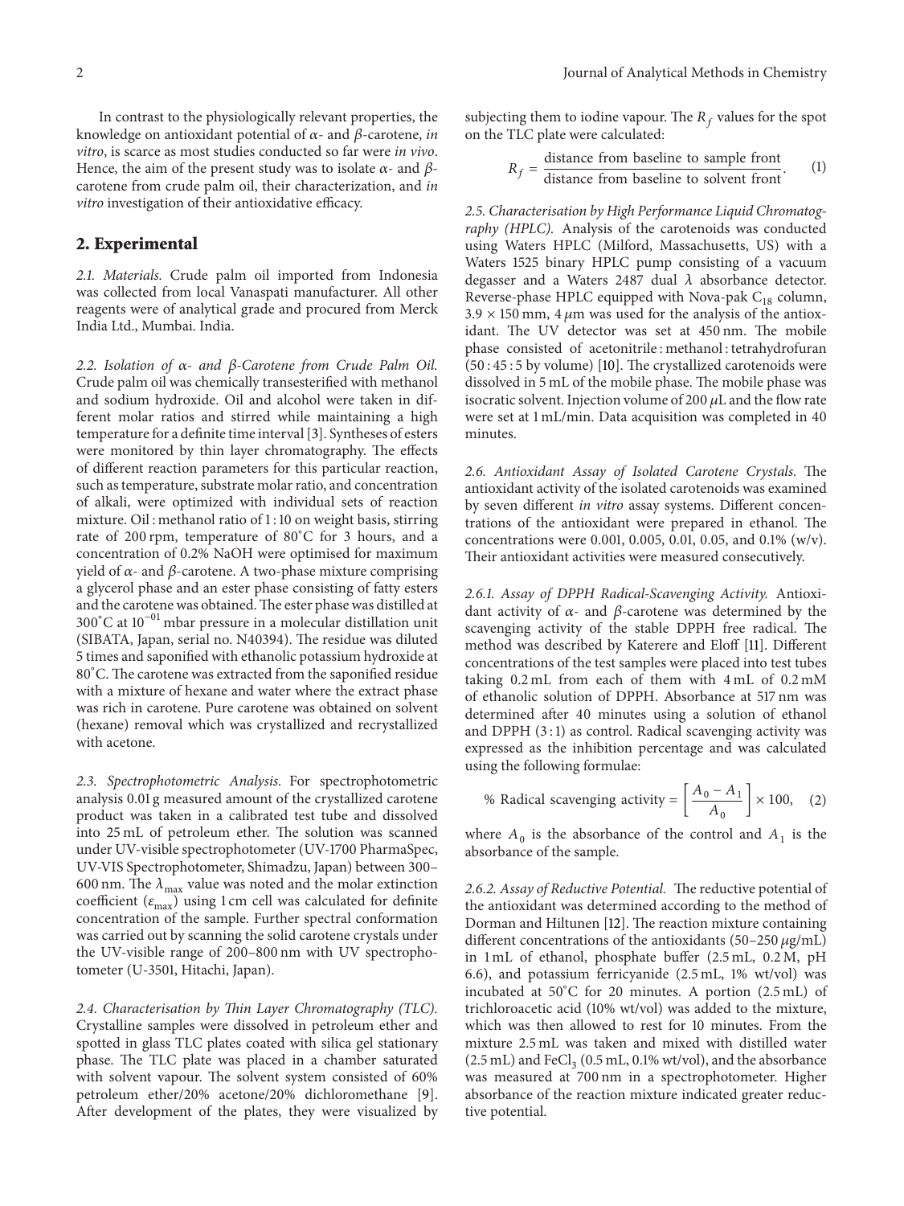In contrast to the physiologically relevant properties, the knowledge on antioxidant potential of $\alpha$- and $\beta$-carotene, *in vitro*, is scarce as most studies conducted so far were *in vivo*. Hence, the aim of the present study was to isolate $\alpha$- and $\beta$-carotene from crude palm oil, their characterization, and *in vitro* investigation of their antioxidative efficacy.

## 2. Experimental

*2.1. Materials.* Crude palm oil imported from Indonesia was collected from local Vanaspati manufacturer. All other reagents were of analytical grade and procured from Merck India Ltd., Mumbai. India.

*2.2. Isolation of $\alpha$- and $\beta$-Carotene from Crude Palm Oil.* Crude palm oil was chemically transesterified with methanol and sodium hydroxide. Oil and alcohol were taken in different molar ratios and stirred while maintaining a high temperature for a definite time interval [3]. Syntheses of esters were monitored by thin layer chromatography. The effects of different reaction parameters for this particular reaction, such as temperature, substrate molar ratio, and concentration of alkali, were optimized with individual sets of reaction mixture. Oil : methanol ratio of 1 : 10 on weight basis, stirring rate of 200 rpm, temperature of 80°C for 3 hours, and a concentration of 0.2% NaOH were optimised for maximum yield of $\alpha$- and $\beta$-carotene. A two-phase mixture comprising a glycerol phase and an ester phase consisting of fatty esters and the carotene was obtained. The ester phase was distilled at 300°C at $10^{-01}$ mbar pressure in a molecular distillation unit (SIBATA, Japan, serial no. N40394). The residue was diluted 5 times and saponified with ethanolic potassium hydroxide at 80°C. The carotene was extracted from the saponified residue with a mixture of hexane and water where the extract phase was rich in carotene. Pure carotene was obtained on solvent (hexane) removal which was crystallized and recrystallized with acetone.

*2.3. Spectrophotometric Analysis.* For spectrophotometric analysis 0.01 g measured amount of the crystallized carotene product was taken in a calibrated test tube and dissolved into 25 mL of petroleum ether. The solution was scanned under UV-visible spectrophotometer (UV-1700 PharmaSpec, UV-VIS Spectrophotometer, Shimadzu, Japan) between 300–600 nm. The $\lambda_{max}$ value was noted and the molar extinction coefficient ($\varepsilon_{max}$) using 1 cm cell was calculated for definite concentration of the sample. Further spectral conformation was carried out by scanning the solid carotene crystals under the UV-visible range of 200–800 nm with UV spectrophotometer (U-3501, Hitachi, Japan).

*2.4. Characterisation by Thin Layer Chromatography (TLC).* Crystalline samples were dissolved in petroleum ether and spotted in glass TLC plates coated with silica gel stationary phase. The TLC plate was placed in a chamber saturated with solvent vapour. The solvent system consisted of 60% petroleum ether/20% acetone/20% dichloromethane [9]. After development of the plates, they were visualized by subjecting them to iodine vapour. The $R_f$ values for the spot on the TLC plate were calculated:

$$R_f = \frac{\text{distance from baseline to sample front}}{\text{distance from baseline to solvent front}}. \quad (1)$$

*2.5. Characterisation by High Performance Liquid Chromatography (HPLC).* Analysis of the carotenoids was conducted using Waters HPLC (Milford, Massachusetts, US) with a Waters 1525 binary HPLC pump consisting of a vacuum degasser and a Waters 2487 dual $\lambda$ absorbance detector. Reverse-phase HPLC equipped with Nova-pak $C_{18}$ column, $3.9 \times 150$ mm, 4 $\mu$m was used for the analysis of the antioxidant. The UV detector was set at 450 nm. The mobile phase consisted of acetonitrile : methanol : tetrahydrofuran (50 : 45 : 5 by volume) [10]. The crystallized carotenoids were dissolved in 5 mL of the mobile phase. The mobile phase was isocratic solvent. Injection volume of 200 $\mu$L and the flow rate were set at 1 mL/min. Data acquisition was completed in 40 minutes.

*2.6. Antioxidant Assay of Isolated Carotene Crystals.* The antioxidant activity of the isolated carotenoids was examined by seven different *in vitro* assay systems. Different concentrations of the antioxidant were prepared in ethanol. The concentrations were 0.001, 0.005, 0.01, 0.05, and 0.1% (w/v). Their antioxidant activities were measured consecutively.

*2.6.1. Assay of DPPH Radical-Scavenging Activity.* Antioxidant activity of $\alpha$- and $\beta$-carotene was determined by the scavenging activity of the stable DPPH free radical. The method was described by Katerere and Eloff [11]. Different concentrations of the test samples were placed into test tubes taking 0.2 mL from each of them with 4 mL of 0.2 mM of ethanolic solution of DPPH. Absorbance at 517 nm was determined after 40 minutes using a solution of ethanol and DPPH (3 : 1) as control. Radical scavenging activity was expressed as the inhibition percentage and was calculated using the following formulae:

$$\% \text{ Radical scavenging activity} = \left[\frac{A_0 - A_1}{A_0}\right] \times 100, \quad (2)$$

where $A_0$ is the absorbance of the control and $A_1$ is the absorbance of the sample.

*2.6.2. Assay of Reductive Potential.* The reductive potential of the antioxidant was determined according to the method of Dorman and Hiltunen [12]. The reaction mixture containing different concentrations of the antioxidants (50–250 $\mu$g/mL) in 1 mL of ethanol, phosphate buffer (2.5 mL, 0.2 M, pH 6.6), and potassium ferricyanide (2.5 mL, 1% wt/vol) was incubated at 50°C for 20 minutes. A portion (2.5 mL) of trichloroacetic acid (10% wt/vol) was added to the mixture, which was then allowed to rest for 10 minutes. From the mixture 2.5 mL was taken and mixed with distilled water (2.5 mL) and $FeCl_3$ (0.5 mL, 0.1% wt/vol), and the absorbance was measured at 700 nm in a spectrophotometer. Higher absorbance of the reaction mixture indicated greater reductive potential.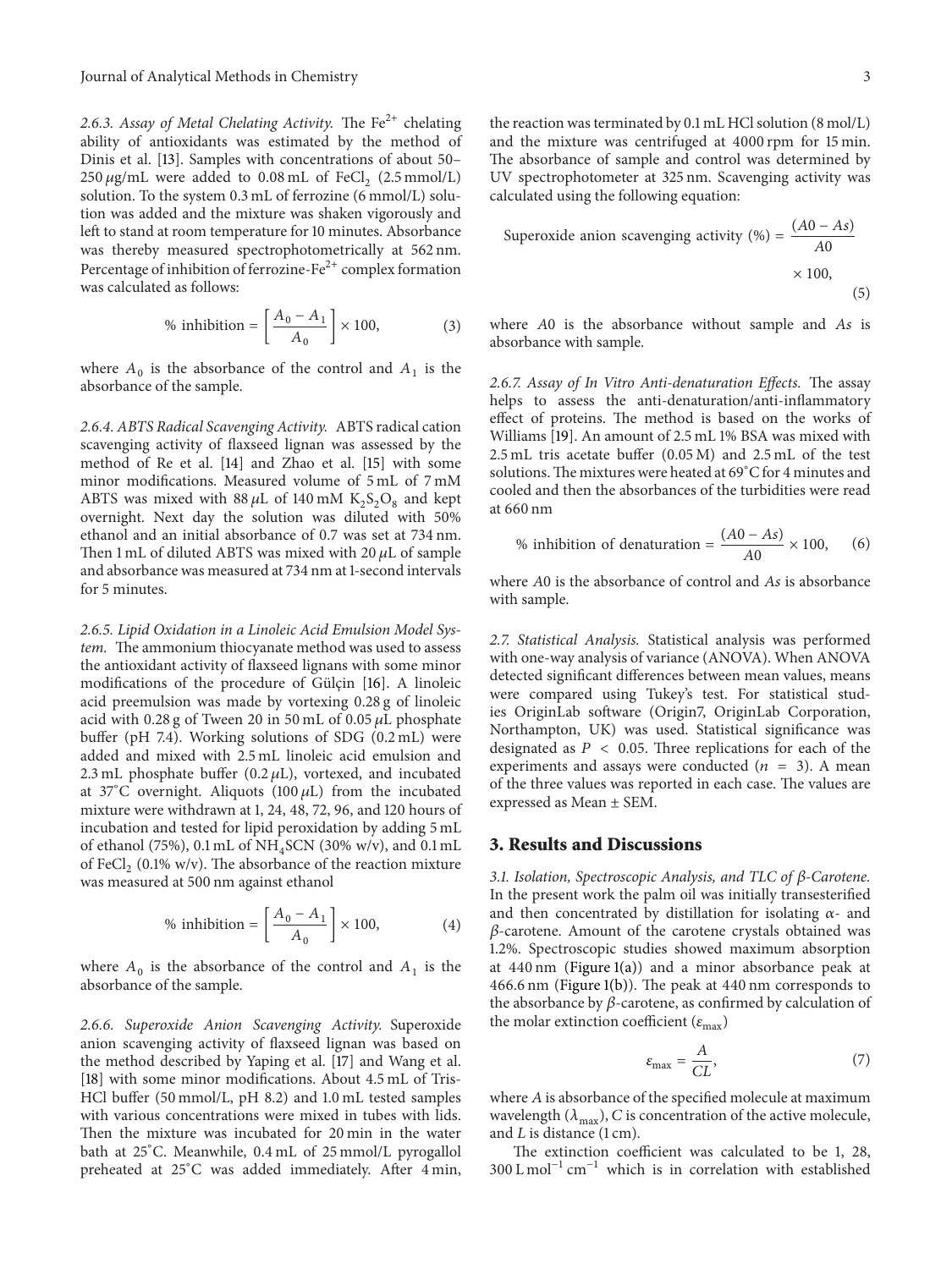*2.6.3. Assay of Metal Chelating Activity.* The $Fe^{2+}$ chelating ability of antioxidants was estimated by the method of Dinis et al. [13]. Samples with concentrations of about 50–250 $\mu$g/mL were added to 0.08 mL of $FeCl_2$ (2.5 mmol/L) solution. To the system 0.3 mL of ferrozine (6 mmol/L) solution was added and the mixture was shaken vigorously and left to stand at room temperature for 10 minutes. Absorbance was thereby measured spectrophotometrically at 562 nm. Percentage of inhibition of ferrozine-$Fe^{2+}$ complex formation was calculated as follows:

$$\% \text{ inhibition} = \left[\frac{A_0 - A_1}{A_0}\right] \times 100, \tag{3}$$

where $A_0$ is the absorbance of the control and $A_1$ is the absorbance of the sample.

*2.6.4. ABTS Radical Scavenging Activity.* ABTS radical cation scavenging activity of flaxseed lignan was assessed by the method of Re et al. [14] and Zhao et al. [15] with some minor modifications. Measured volume of 5 mL of 7 mM ABTS was mixed with 88 $\mu$L of 140 mM $K_2S_2O_8$ and kept overnight. Next day the solution was diluted with 50% ethanol and an initial absorbance of 0.7 was set at 734 nm. Then 1 mL of diluted ABTS was mixed with 20 $\mu$L of sample and absorbance was measured at 734 nm at 1-second intervals for 5 minutes.

*2.6.5. Lipid Oxidation in a Linoleic Acid Emulsion Model System.* The ammonium thiocyanate method was used to assess the antioxidant activity of flaxseed lignans with some minor modifications of the procedure of Gülçin [16]. A linoleic acid preemulsion was made by vortexing 0.28 g of linoleic acid with 0.28 g of Tween 20 in 50 mL of 0.05 $\mu$L phosphate buffer (pH 7.4). Working solutions of SDG (0.2 mL) were added and mixed with 2.5 mL linoleic acid emulsion and 2.3 mL phosphate buffer (0.2 $\mu$L), vortexed, and incubated at 37°C overnight. Aliquots (100 $\mu$L) from the incubated mixture were withdrawn at 1, 24, 48, 72, 96, and 120 hours of incubation and tested for lipid peroxidation by adding 5 mL of ethanol (75%), 0.1 mL of $NH_4SCN$ (30% w/v), and 0.1 mL of $FeCl_2$ (0.1% w/v). The absorbance of the reaction mixture was measured at 500 nm against ethanol

$$\% \text{ inhibition} = \left[\frac{A_0 - A_1}{A_0}\right] \times 100, \tag{4}$$

where $A_0$ is the absorbance of the control and $A_1$ is the absorbance of the sample.

*2.6.6. Superoxide Anion Scavenging Activity.* Superoxide anion scavenging activity of flaxseed lignan was based on the method described by Yaping et al. [17] and Wang et al. [18] with some minor modifications. About 4.5 mL of Tris-HCl buffer (50 mmol/L, pH 8.2) and 1.0 mL tested samples with various concentrations were mixed in tubes with lids. Then the mixture was incubated for 20 min in the water bath at 25°C. Meanwhile, 0.4 mL of 25 mmol/L pyrogallol preheated at 25°C was added immediately. After 4 min, the reaction was terminated by 0.1 mL HCl solution (8 mol/L) and the mixture was centrifuged at 4000 rpm for 15 min. The absorbance of sample and control was determined by UV spectrophotometer at 325 nm. Scavenging activity was calculated using the following equation:

$$\text{Superoxide anion scavenging activity (\%)} = \frac{(A0 - As)}{A0} \times 100, \tag{5}$$

where $A0$ is the absorbance without sample and $As$ is absorbance with sample.

*2.6.7. Assay of In Vitro Anti-denaturation Effects.* The assay helps to assess the anti-denaturation/anti-inflammatory effect of proteins. The method is based on the works of Williams [19]. An amount of 2.5 mL 1% BSA was mixed with 2.5 mL tris acetate buffer (0.05 M) and 2.5 mL of the test solutions. The mixtures were heated at 69°C for 4 minutes and cooled and then the absorbances of the turbidities were read at 660 nm

$$\% \text{ inhibition of denaturation} = \frac{(A0 - As)}{A0} \times 100, \tag{6}$$

where $A0$ is absorbance of control and $As$ is absorbance with sample.

*2.7. Statistical Analysis.* Statistical analysis was performed with one-way analysis of variance (ANOVA). When ANOVA detected significant differences between mean values, means were compared using Tukey's test. For statistical studies OriginLab software (Origin7, OriginLab Corporation, Northampton, UK) was used. Statistical significance was designated as $P < 0.05$. Three replications for each of the experiments and assays were conducted ($n = 3$). A mean of the three values was reported in each case. The values are expressed as Mean ± SEM.

## 3. Results and Discussions

*3.1. Isolation, Spectroscopic Analysis, and TLC of $\beta$-Carotene.* In the present work the palm oil was initially transesterified and then concentrated by distillation for isolating $\alpha$- and $\beta$-carotene. Amount of the carotene crystals obtained was 1.2%. Spectroscopic studies showed maximum absorption at 440 nm (Figure 1(a)) and a minor absorbance peak at 466.6 nm (Figure 1(b)). The peak at 440 nm corresponds to the absorbance by $\beta$-carotene, as confirmed by calculation of the molar extinction coefficient ($\varepsilon_{\max}$)

$$\varepsilon_{\max} = \frac{A}{CL}, \tag{7}$$

where $A$ is absorbance of the specified molecule at maximum wavelength ($\lambda_{\max}$), $C$ is concentration of the active molecule, and $L$ is distance (1 cm).

The extinction coefficient was calculated to be 1, 28, 300 L mol$^{-1}$ cm$^{-1}$ which is in correlation with established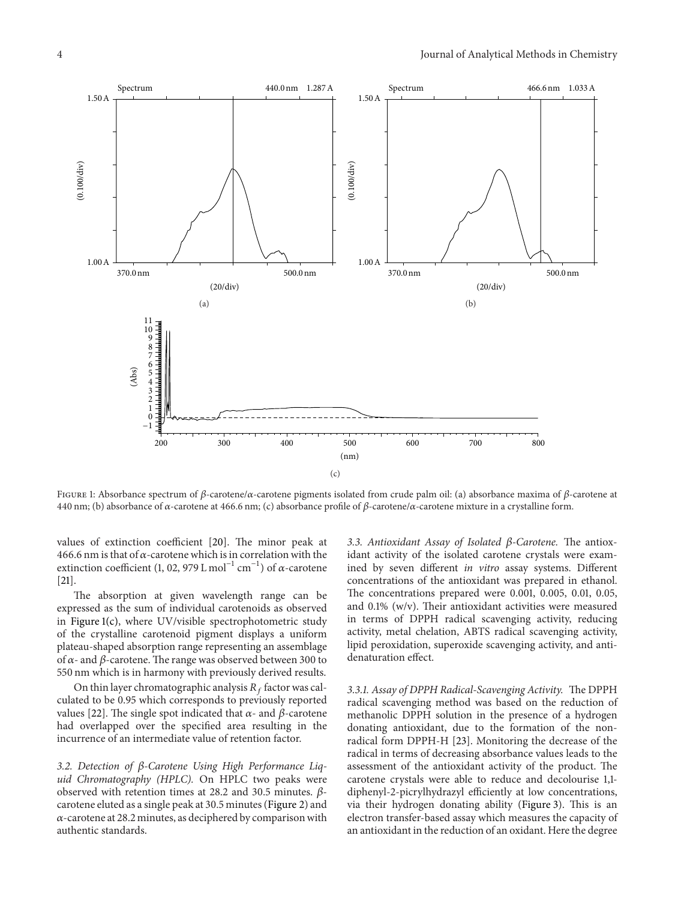FIGURE 1: Absorbance spectrum of $\beta$-carotene/$\alpha$-carotene pigments isolated from crude palm oil: (a) absorbance maxima of $\beta$-carotene at 440 nm; (b) absorbance of $\alpha$-carotene at 466.6 nm; (c) absorbance profile of $\beta$-carotene/$\alpha$-carotene mixture in a crystalline form.

values of extinction coefficient [20]. The minor peak at 466.6 nm is that of $\alpha$-carotene which is in correlation with the extinction coefficient (1, 02, 979 L mol$^{-1}$ cm$^{-1}$) of $\alpha$-carotene [21].

The absorption at given wavelength range can be expressed as the sum of individual carotenoids as observed in Figure 1(c), where UV/visible spectrophotometric study of the crystalline carotenoid pigment displays a uniform plateau-shaped absorption range representing an assemblage of $\alpha$- and $\beta$-carotene. The range was observed between 300 to 550 nm which is in harmony with previously derived results.

On thin layer chromatographic analysis $R_f$ factor was calculated to be 0.95 which corresponds to previously reported values [22]. The single spot indicated that $\alpha$- and $\beta$-carotene had overlapped over the specified area resulting in the incurrence of an intermediate value of retention factor.

*3.2. Detection of β-Carotene Using High Performance Liquid Chromatography (HPLC).* On HPLC two peaks were observed with retention times at 28.2 and 30.5 minutes. $\beta$-carotene eluted as a single peak at 30.5 minutes (Figure 2) and $\alpha$-carotene at 28.2 minutes, as deciphered by comparison with authentic standards.

*3.3. Antioxidant Assay of Isolated β-Carotene.* The antioxidant activity of the isolated carotene crystals were examined by seven different *in vitro* assay systems. Different concentrations of the antioxidant was prepared in ethanol. The concentrations prepared were 0.001, 0.005, 0.01, 0.05, and 0.1% (w/v). Their antioxidant activities were measured in terms of DPPH radical scavenging activity, reducing activity, metal chelation, ABTS radical scavenging activity, lipid peroxidation, superoxide scavenging activity, and anti-denaturation effect.

*3.3.1. Assay of DPPH Radical-Scavenging Activity.* The DPPH radical scavenging method was based on the reduction of methanolic DPPH solution in the presence of a hydrogen donating antioxidant, due to the formation of the non-radical form DPPH-H [23]. Monitoring the decrease of the radical in terms of decreasing absorbance values leads to the assessment of the antioxidant activity of the product. The carotene crystals were able to reduce and decolourise 1,1-diphenyl-2-picrylhydrazyl efficiently at low concentrations, via their hydrogen donating ability (Figure 3). This is an electron transfer-based assay which measures the capacity of an antioxidant in the reduction of an oxidant. Here the degree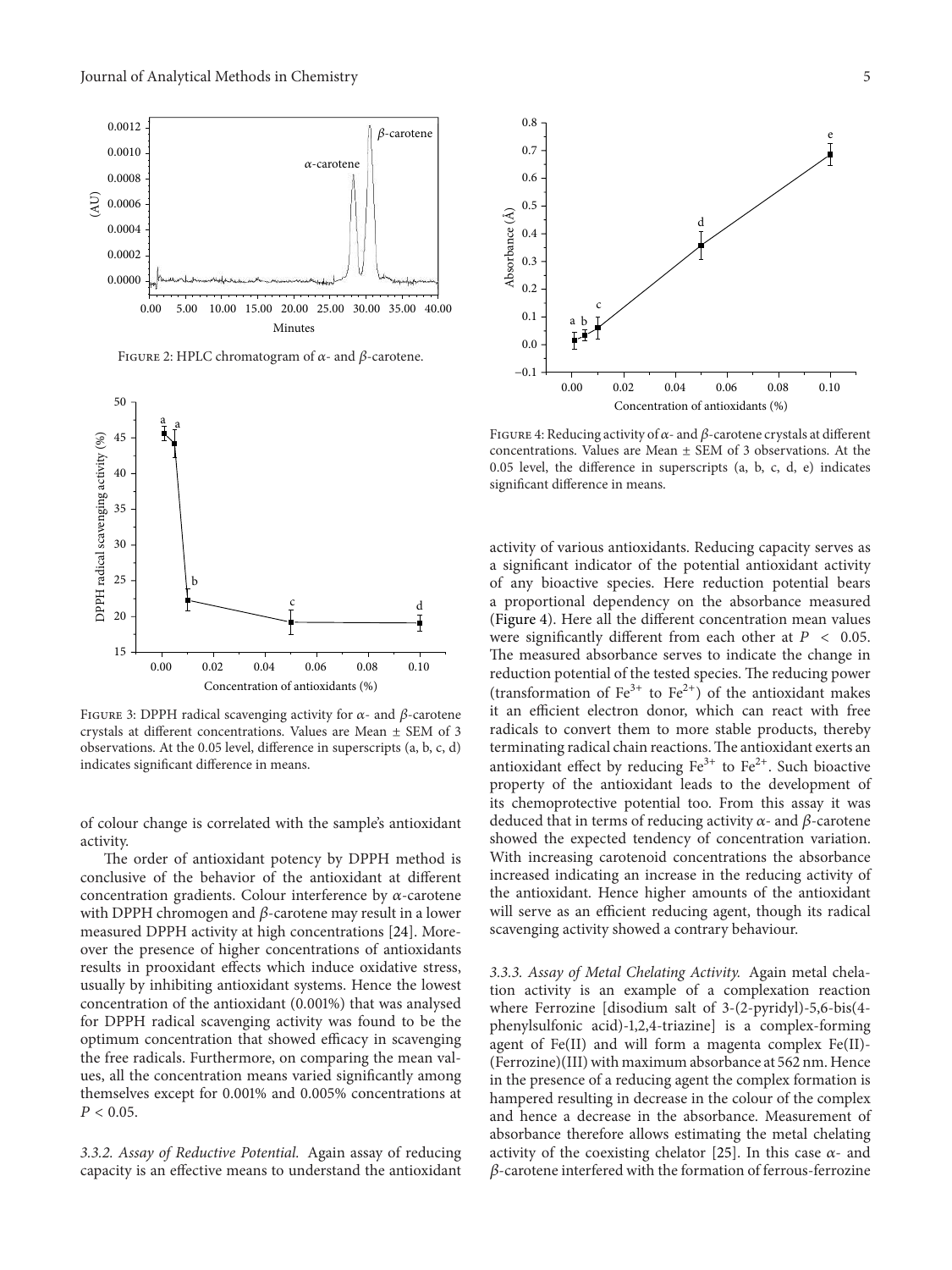Figure 2: HPLC chromatogram of $\alpha$- and $\beta$-carotene.

Figure 3: DPPH radical scavenging activity for $\alpha$- and $\beta$-carotene crystals at different concentrations. Values are Mean ± SEM of 3 observations. At the 0.05 level, difference in superscripts (a, b, c, d) indicates significant difference in means.

of colour change is correlated with the sample's antioxidant activity.

The order of antioxidant potency by DPPH method is conclusive of the behavior of the antioxidant at different concentration gradients. Colour interference by $\alpha$-carotene with DPPH chromogen and $\beta$-carotene may result in a lower measured DPPH activity at high concentrations [24]. Moreover the presence of higher concentrations of antioxidants results in prooxidant effects which induce oxidative stress, usually by inhibiting antioxidant systems. Hence the lowest concentration of the antioxidant (0.001%) that was analysed for DPPH radical scavenging activity was found to be the optimum concentration that showed efficacy in scavenging the free radicals. Furthermore, on comparing the mean values, all the concentration means varied significantly among themselves except for 0.001% and 0.005% concentrations at $P < 0.05$.

*3.3.2. Assay of Reductive Potential.* Again assay of reducing capacity is an effective means to understand the antioxidant activity of various antioxidants. Reducing capacity serves as a significant indicator of the potential antioxidant activity of any bioactive species. Here reduction potential bears a proportional dependency on the absorbance measured (Figure 4). Here all the different concentration mean values were significantly different from each other at $P < 0.05$. The measured absorbance serves to indicate the change in reduction potential of the tested species. The reducing power (transformation of $Fe^{3+}$ to $Fe^{2+}$) of the antioxidant makes it an efficient electron donor, which can react with free radicals to convert them to more stable products, thereby terminating radical chain reactions. The antioxidant exerts an antioxidant effect by reducing $Fe^{3+}$ to $Fe^{2+}$. Such bioactive property of the antioxidant leads to the development of its chemoprotective potential too. From this assay it was deduced that in terms of reducing activity $\alpha$- and $\beta$-carotene showed the expected tendency of concentration variation. With increasing carotenoid concentrations the absorbance increased indicating an increase in the reducing activity of the antioxidant. Hence higher amounts of the antioxidant will serve as an efficient reducing agent, though its radical scavenging activity showed a contrary behaviour.

Figure 4: Reducing activity of $\alpha$- and $\beta$-carotene crystals at different concentrations. Values are Mean ± SEM of 3 observations. At the 0.05 level, the difference in superscripts (a, b, c, d, e) indicates significant difference in means.

*3.3.3. Assay of Metal Chelating Activity.* Again metal chelation activity is an example of a complexation reaction where Ferrozine [disodium salt of 3-(2-pyridyl)-5,6-bis(4-phenylsulfonic acid)-1,2,4-triazine] is a complex-forming agent of Fe(II) and will form a magenta complex Fe(II)-(Ferrozine)(III) with maximum absorbance at 562 nm. Hence in the presence of a reducing agent the complex formation is hampered resulting in decrease in the colour of the complex and hence a decrease in the absorbance. Measurement of absorbance therefore allows estimating the metal chelating activity of the coexisting chelator [25]. In this case $\alpha$- and $\beta$-carotene interfered with the formation of ferrous-ferrozine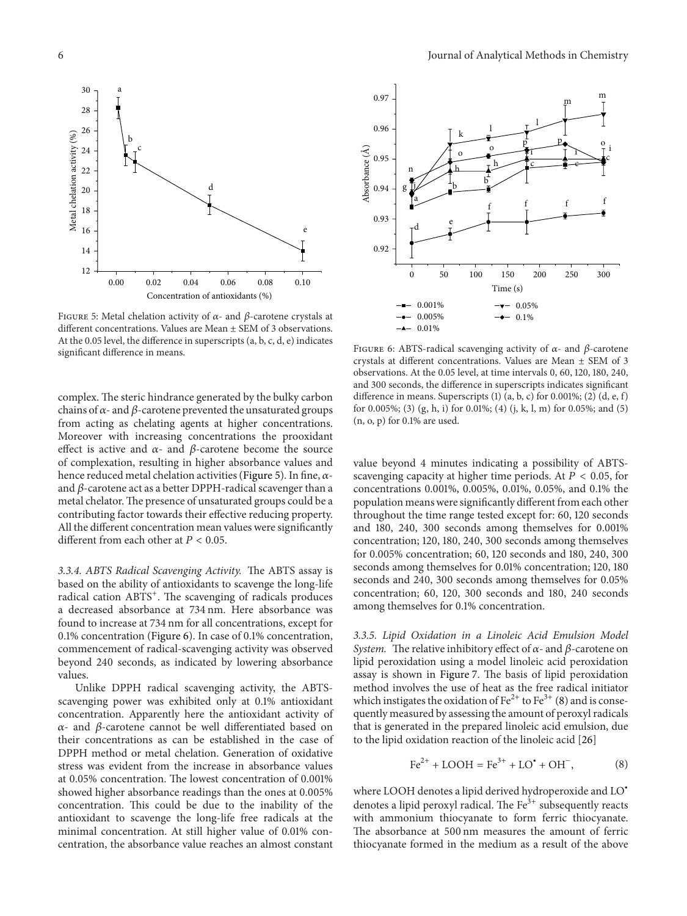Figure 5: Metal chelation activity of $\alpha$- and $\beta$-carotene crystals at different concentrations. Values are Mean ± SEM of 3 observations. At the 0.05 level, the difference in superscripts (a, b, c, d, e) indicates significant difference in means.

complex. The steric hindrance generated by the bulky carbon chains of $\alpha$- and $\beta$-carotene prevented the unsaturated groups from acting as chelating agents at higher concentrations. Moreover with increasing concentrations the prooxidant effect is active and $\alpha$- and $\beta$-carotene become the source of complexation, resulting in higher absorbance values and hence reduced metal chelation activities (Figure 5). In fine, $\alpha$- and $\beta$-carotene act as a better DPPH-radical scavenger than a metal chelator. The presence of unsaturated groups could be a contributing factor towards their effective reducing property. All the different concentration mean values were significantly different from each other at $P < 0.05$.

*3.3.4. ABTS Radical Scavenging Activity.* The ABTS assay is based on the ability of antioxidants to scavenge the long-life radical cation $ABTS^{+}$. The scavenging of radicals produces a decreased absorbance at 734 nm. Here absorbance was found to increase at 734 nm for all concentrations, except for 0.1% concentration (Figure 6). In case of 0.1% concentration, commencement of radical-scavenging activity was observed beyond 240 seconds, as indicated by lowering absorbance values.

Unlike DPPH radical scavenging activity, the ABTS-scavenging power was exhibited only at 0.1% antioxidant concentration. Apparently here the antioxidant activity of $\alpha$- and $\beta$-carotene cannot be well differentiated based on their concentrations as can be established in the case of DPPH method or metal chelation. Generation of oxidative stress was evident from the increase in absorbance values at 0.05% concentration. The lowest concentration of 0.001% showed higher absorbance readings than the ones at 0.005% concentration. This could be due to the inability of the antioxidant to scavenge the long-life free radicals at the minimal concentration. At still higher value of 0.01% concentration, the absorbance value reaches an almost constant value beyond 4 minutes indicating a possibility of ABTS-scavenging capacity at higher time periods. At $P < 0.05$, for concentrations 0.001%, 0.005%, 0.01%, 0.05%, and 0.1% the population means were significantly different from each other throughout the time range tested except for: 60, 120 seconds and 180, 240, 300 seconds among themselves for 0.001% concentration; 120, 180, 240, 300 seconds among themselves for 0.005% concentration; 60, 120 seconds and 180, 240, 300 seconds among themselves for 0.01% concentration; 120, 180 seconds and 240, 300 seconds among themselves for 0.05% concentration; 60, 120, 300 seconds and 180, 240 seconds among themselves for 0.1% concentration.

Figure 6: ABTS-radical scavenging activity of $\alpha$- and $\beta$-carotene crystals at different concentrations. Values are Mean ± SEM of 3 observations. At the 0.05 level, at time intervals 0, 60, 120, 180, 240, and 300 seconds, the difference in superscripts indicates significant difference in means. Superscripts (1) (a, b, c) for 0.001%; (2) (d, e, f) for 0.005%; (3) (g, h, i) for 0.01%; (4) (j, k, l, m) for 0.05%; and (5) (n, o, p) for 0.1% are used.

*3.3.5. Lipid Oxidation in a Linoleic Acid Emulsion Model System.* The relative inhibitory effect of $\alpha$- and $\beta$-carotene on lipid peroxidation using a model linoleic acid peroxidation assay is shown in Figure 7. The basis of lipid peroxidation method involves the use of heat as the free radical initiator which instigates the oxidation of $Fe^{2+}$ to $Fe^{3+}$ (8) and is consequently measured by assessing the amount of peroxyl radicals that is generated in the prepared linoleic acid emulsion, due to the lipid oxidation reaction of the linoleic acid [26]

$$Fe^{2+} + LOOH = Fe^{3+} + LO^{\bullet} + OH^{-}, \tag{8}$$

where LOOH denotes a lipid derived hydroperoxide and $LO^{\bullet}$ denotes a lipid peroxyl radical. The $Fe^{3+}$ subsequently reacts with ammonium thiocyanate to form ferric thiocyanate. The absorbance at 500 nm measures the amount of ferric thiocyanate formed in the medium as a result of the above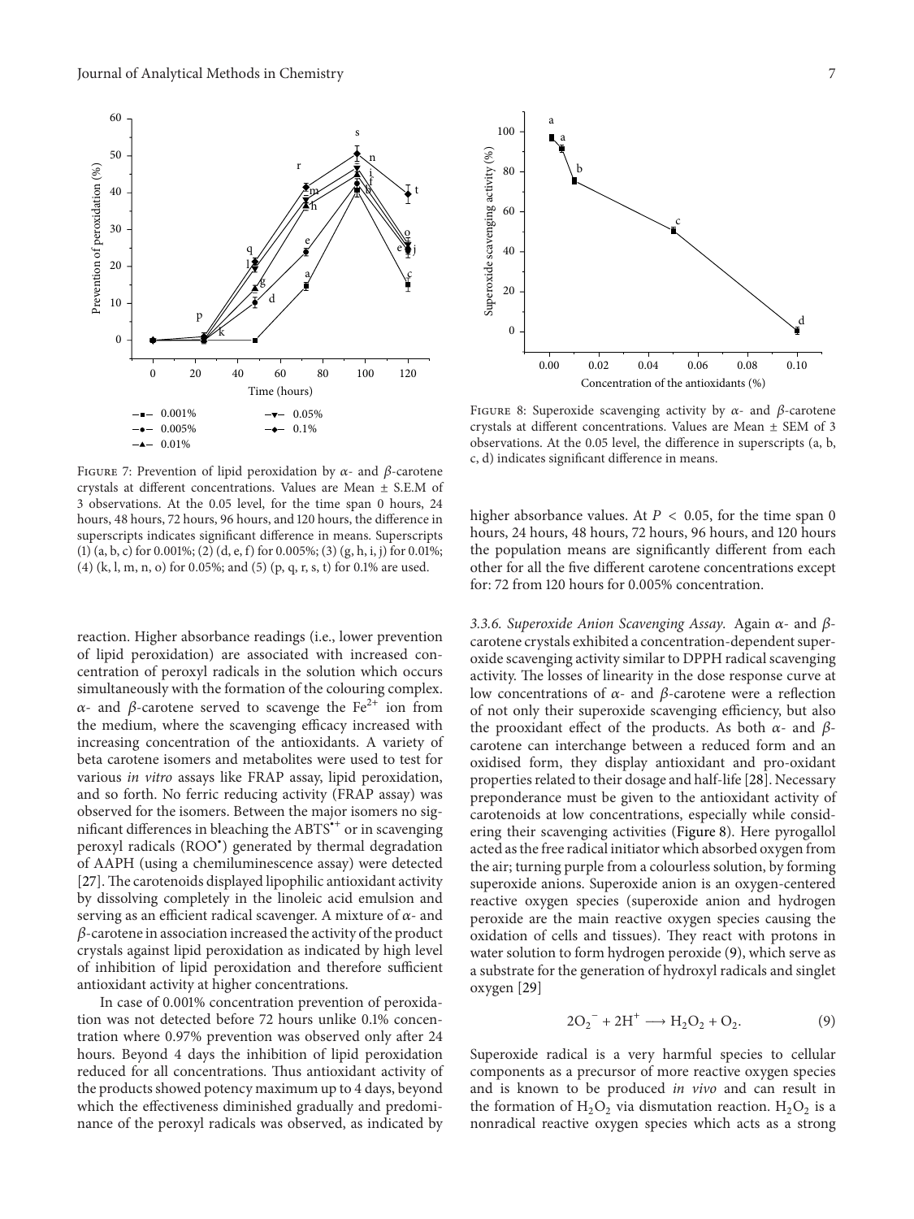Figure 7: Prevention of lipid peroxidation by $\alpha$- and $\beta$-carotene crystals at different concentrations. Values are Mean ± S.E.M of 3 observations. At the 0.05 level, for the time span 0 hours, 24 hours, 48 hours, 72 hours, 96 hours, and 120 hours, the difference in superscripts indicates significant difference in means. Superscripts (1) (a, b, c) for 0.001%; (2) (d, e, f) for 0.005%; (3) (g, h, i, j) for 0.01%; (4) (k, l, m, n, o) for 0.05%; and (5) (p, q, r, s, t) for 0.1% are used.

reaction. Higher absorbance readings (i.e., lower prevention of lipid peroxidation) are associated with increased concentration of peroxyl radicals in the solution which occurs simultaneously with the formation of the colouring complex. $\alpha$- and $\beta$-carotene served to scavenge the $Fe^{2+}$ ion from the medium, where the scavenging efficacy increased with increasing concentration of the antioxidants. A variety of beta carotene isomers and metabolites were used to test for various *in vitro* assays like FRAP assay, lipid peroxidation, and so forth. No ferric reducing activity (FRAP assay) was observed for the isomers. Between the major isomers no significant differences in bleaching the $ABTS^{\bullet+}$ or in scavenging peroxyl radicals ($ROO^{\bullet}$) generated by thermal degradation of AAPH (using a chemiluminescence assay) were detected [27]. The carotenoids displayed lipophilic antioxidant activity by dissolving completely in the linoleic acid emulsion and serving as an efficient radical scavenger. A mixture of $\alpha$- and $\beta$-carotene in association increased the activity of the product crystals against lipid peroxidation as indicated by high level of inhibition of lipid peroxidation and therefore sufficient antioxidant activity at higher concentrations.

In case of 0.001% concentration prevention of peroxidation was not detected before 72 hours unlike 0.1% concentration where 0.97% prevention was observed only after 24 hours. Beyond 4 days the inhibition of lipid peroxidation reduced for all concentrations. Thus antioxidant activity of the products showed potency maximum up to 4 days, beyond which the effectiveness diminished gradually and predominance of the peroxyl radicals was observed, as indicated by higher absorbance values. At $P < 0.05$, for the time span 0 hours, 24 hours, 48 hours, 72 hours, 96 hours, and 120 hours the population means are significantly different from each other for all the five different carotene concentrations except for: 72 from 120 hours for 0.005% concentration.

Figure 8: Superoxide scavenging activity by $\alpha$- and $\beta$-carotene crystals at different concentrations. Values are Mean ± SEM of 3 observations. At the 0.05 level, the difference in superscripts (a, b, c, d) indicates significant difference in means.

*3.3.6. Superoxide Anion Scavenging Assay.* Again $\alpha$- and $\beta$-carotene crystals exhibited a concentration-dependent superoxide scavenging activity similar to DPPH radical scavenging activity. The losses of linearity in the dose response curve at low concentrations of $\alpha$- and $\beta$-carotene were a reflection of not only their superoxide scavenging efficiency, but also the prooxidant effect of the products. As both $\alpha$- and $\beta$-carotene can interchange between a reduced form and an oxidised form, they display antioxidant and pro-oxidant properties related to their dosage and half-life [28]. Necessary preponderance must be given to the antioxidant activity of carotenoids at low concentrations, especially while considering their scavenging activities (Figure 8). Here pyrogallol acted as the free radical initiator which absorbed oxygen from the air; turning purple from a colourless solution, by forming superoxide anions. Superoxide anion is an oxygen-centered reactive oxygen species (superoxide anion and hydrogen peroxide are the main reactive oxygen species causing the oxidation of cells and tissues). They react with protons in water solution to form hydrogen peroxide (9), which serve as a substrate for the generation of hydroxyl radicals and singlet oxygen [29]

$$2O_2^{\,-} + 2H^+ \longrightarrow H_2O_2 + O_2. \tag{9}$$

Superoxide radical is a very harmful species to cellular components as a precursor of more reactive oxygen species and is known to be produced *in vivo* and can result in the formation of $H_2O_2$ via dismutation reaction. $H_2O_2$ is a nonradical reactive oxygen species which acts as a strong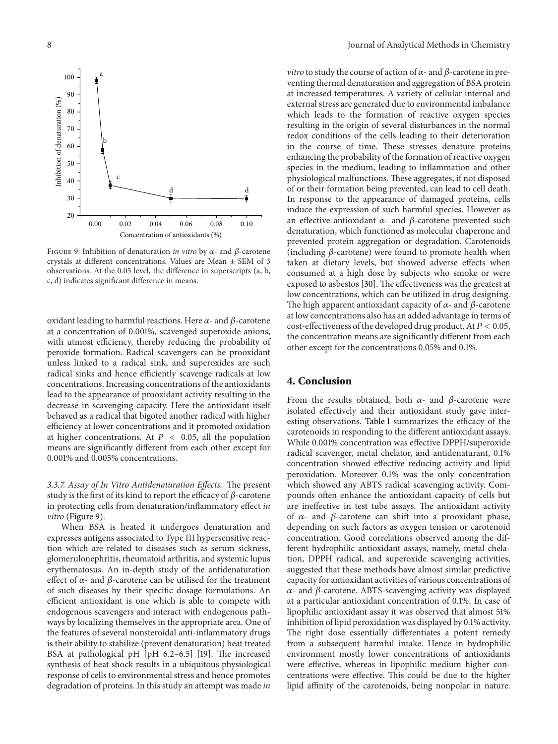Figure 9: Inhibition of denaturation *in vitro* by $\alpha$- and $\beta$-carotene crystals at different concentrations. Values are Mean ± SEM of 3 observations. At the 0.05 level, the difference in superscripts (a, b, c, d) indicates significant difference in means.

oxidant leading to harmful reactions. Here $\alpha$- and $\beta$-carotene at a concentration of 0.001%, scavenged superoxide anions, with utmost efficiency, thereby reducing the probability of peroxide formation. Radical scavengers can be prooxidant unless linked to a radical sink, and superoxides are such radical sinks and hence efficiently scavenge radicals at low concentrations. Increasing concentrations of the antioxidants lead to the appearance of prooxidant activity resulting in the decrease in scavenging capacity. Here the antioxidant itself behaved as a radical that bigoted another radical with higher efficiency at lower concentrations and it promoted oxidation at higher concentrations. At $P < 0.05$, all the population means are significantly different from each other except for 0.001% and 0.005% concentrations.

*3.3.7. Assay of In Vitro Antidenaturation Effects.* The present study is the first of its kind to report the efficacy of $\beta$-carotene in protecting cells from denaturation/inflammatory effect *in vitro* (Figure 9).

When BSA is heated it undergoes denaturation and expresses antigens associated to Type III hypersensitive reaction which are related to diseases such as serum sickness, glomerulonephritis, rheumatoid arthritis, and systemic lupus erythematosus. An in-depth study of the antidenaturation effect of $\alpha$- and $\beta$-carotene can be utilised for the treatment of such diseases by their specific dosage formulations. An efficient antioxidant is one which is able to compete with endogenous scavengers and interact with endogenous pathways by localizing themselves in the appropriate area. One of the features of several nonsteroidal anti-inflammatory drugs is their ability to stabilize (prevent denaturation) heat treated BSA at pathological pH [pH 6.2–6.5] [19]. The increased synthesis of heat shock results in a ubiquitous physiological response of cells to environmental stress and hence promotes degradation of proteins. In this study an attempt was made *in vitro* to study the course of action of $\alpha$- and $\beta$-carotene in preventing thermal denaturation and aggregation of BSA protein at increased temperatures. A variety of cellular internal and external stress are generated due to environmental imbalance which leads to the formation of reactive oxygen species resulting in the origin of several disturbances in the normal redox conditions of the cells leading to their deterioration in the course of time. These stresses denature proteins enhancing the probability of the formation of reactive oxygen species in the medium, leading to inflammation and other physiological malfunctions. These aggregates, if not disposed of or their formation being prevented, can lead to cell death. In response to the appearance of damaged proteins, cells induce the expression of such harmful species. However as an effective antioxidant $\alpha$- and $\beta$-carotene prevented such denaturation, which functioned as molecular chaperone and prevented protein aggregation or degradation. Carotenoids (including $\beta$-carotene) were found to promote health when taken at dietary levels, but showed adverse effects when consumed at a high dose by subjects who smoke or were exposed to asbestos [30]. The effectiveness was the greatest at low concentrations, which can be utilized in drug designing. The high apparent antioxidant capacity of $\alpha$- and $\beta$-carotene at low concentrations also has an added advantage in terms of cost-effectiveness of the developed drug product. At $P < 0.05$, the concentration means are significantly different from each other except for the concentrations 0.05% and 0.1%.

## 4. Conclusion

From the results obtained, both $\alpha$- and $\beta$-carotene were isolated effectively and their antioxidant study gave interesting observations. Table 1 summarizes the efficacy of the carotenoids in responding to the different antioxidant assays. While 0.001% concentration was effective DPPH/superoxide radical scavenger, metal chelator, and antidenaturant, 0.1% concentration showed effective reducing activity and lipid peroxidation. Moreover 0.1% was the only concentration which showed any ABTS radical scavenging activity. Compounds often enhance the antioxidant capacity of cells but are ineffective in test tube assays. The antioxidant activity of $\alpha$- and $\beta$-carotene can shift into a prooxidant phase, depending on such factors as oxygen tension or carotenoid concentration. Good correlations observed among the different hydrophilic antioxidant assays, namely, metal chelation, DPPH radical, and superoxide scavenging activities, suggested that these methods have almost similar predictive capacity for antioxidant activities of various concentrations of $\alpha$- and $\beta$-carotene. ABTS-scavenging activity was displayed at a particular antioxidant concentration of 0.1%. In case of lipophilic antioxidant assay it was observed that almost 51% inhibition of lipid peroxidation was displayed by 0.1% activity. The right dose essentially differentiates a potent remedy from a subsequent harmful intake. Hence in hydrophilic environment mostly lower concentrations of antioxidants were effective, whereas in lipophilic medium higher concentrations were effective. This could be due to the higher lipid affinity of the carotenoids, being nonpolar in nature.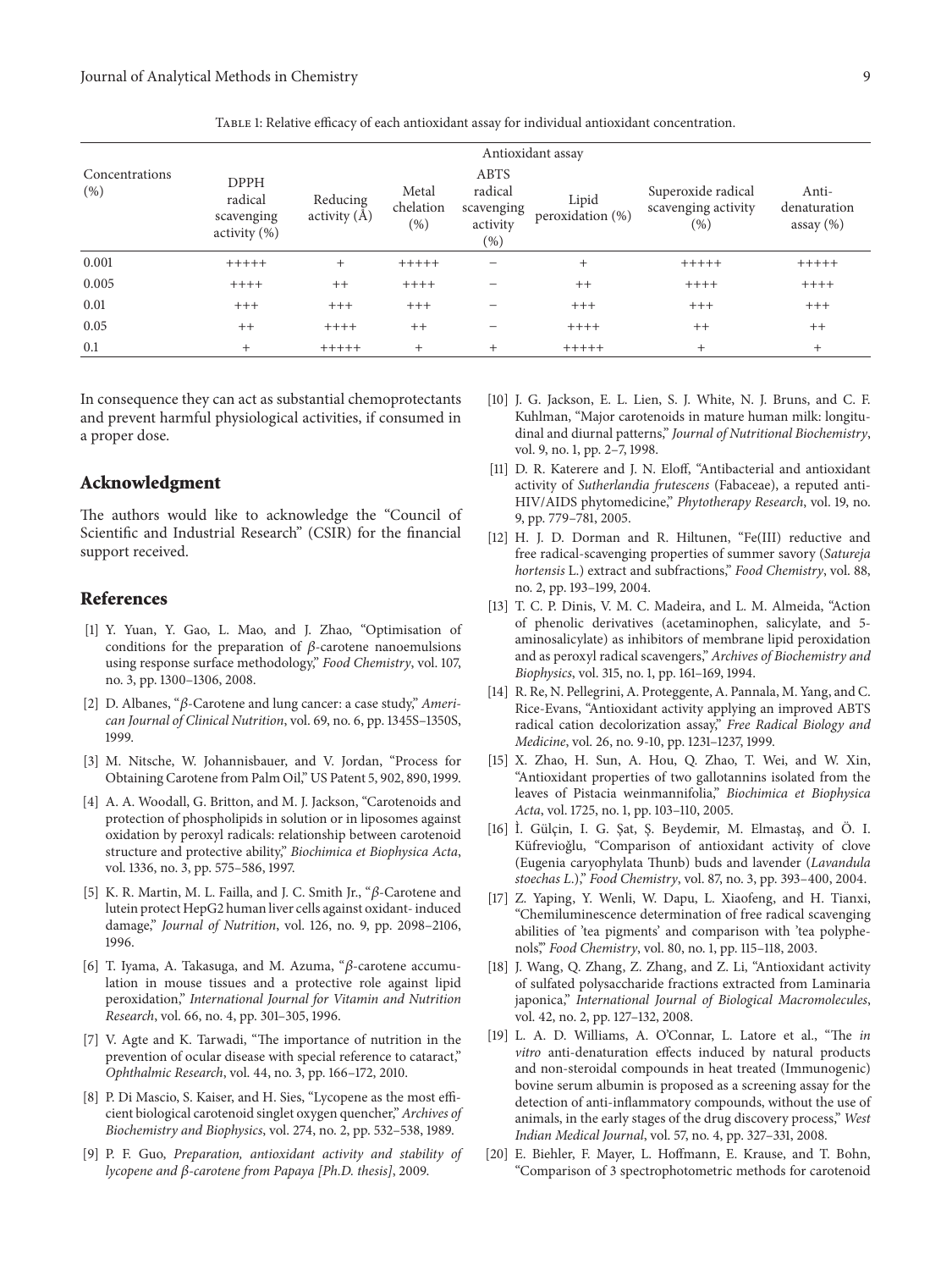Table 1: Relative efficacy of each antioxidant assay for individual antioxidant concentration.

| Concentrations (%) | Antioxidant assay | | | | | | |
|---|---|---|---|---|---|---|---|
| | DPPH radical scavenging activity (%) | Reducing activity (Å) | Metal chelation (%) | ABTS radical scavenging activity (%) | Lipid peroxidation (%) | Superoxide radical scavenging activity (%) | Anti-denaturation assay (%) |
| 0.001 | +++++ | + | +++++ | − | + | +++++ | +++++ |
| 0.005 | ++++ | ++ | ++++ | − | ++ | ++++ | ++++ |
| 0.01 | +++ | +++ | +++ | − | +++ | +++ | +++ |
| 0.05 | ++ | ++++ | ++ | − | ++++ | ++ | ++ |
| 0.1 | + | +++++ | + | + | +++++ | + | + |

In consequence they can act as substantial chemoprotectants and prevent harmful physiological activities, if consumed in a proper dose.

## Acknowledgment

The authors would like to acknowledge the "Council of Scientific and Industrial Research" (CSIR) for the financial support received.

## References

[1] Y. Yuan, Y. Gao, L. Mao, and J. Zhao, "Optimisation of conditions for the preparation of β-carotene nanoemulsions using response surface methodology," *Food Chemistry*, vol. 107, no. 3, pp. 1300–1306, 2008.

[2] D. Albanes, "β-Carotene and lung cancer: a case study," *American Journal of Clinical Nutrition*, vol. 69, no. 6, pp. 1345S–1350S, 1999.

[3] M. Nitsche, W. Johannisbauer, and V. Jordan, "Process for Obtaining Carotene from Palm Oil," US Patent 5, 902, 890, 1999.

[4] A. A. Woodall, G. Britton, and M. J. Jackson, "Carotenoids and protection of phospholipids in solution or in liposomes against oxidation by peroxyl radicals: relationship between carotenoid structure and protective ability," *Biochimica et Biophysica Acta*, vol. 1336, no. 3, pp. 575–586, 1997.

[5] K. R. Martin, M. L. Failla, and J. C. Smith Jr., "β-Carotene and lutein protect HepG2 human liver cells against oxidant- induced damage," *Journal of Nutrition*, vol. 126, no. 9, pp. 2098–2106, 1996.

[6] T. Iyama, A. Takasuga, and M. Azuma, "β-carotene accumulation in mouse tissues and a protective role against lipid peroxidation," *International Journal for Vitamin and Nutrition Research*, vol. 66, no. 4, pp. 301–305, 1996.

[7] V. Agte and K. Tarwadi, "The importance of nutrition in the prevention of ocular disease with special reference to cataract," *Ophthalmic Research*, vol. 44, no. 3, pp. 166–172, 2010.

[8] P. Di Mascio, S. Kaiser, and H. Sies, "Lycopene as the most efficient biological carotenoid singlet oxygen quencher," *Archives of Biochemistry and Biophysics*, vol. 274, no. 2, pp. 532–538, 1989.

[9] P. F. Guo, *Preparation, antioxidant activity and stability of lycopene and β-carotene from Papaya [Ph.D. thesis]*, 2009.

[10] J. G. Jackson, E. L. Lien, S. J. White, N. J. Bruns, and C. F. Kuhlman, "Major carotenoids in mature human milk: longitudinal and diurnal patterns," *Journal of Nutritional Biochemistry*, vol. 9, no. 1, pp. 2–7, 1998.

[11] D. R. Katerere and J. N. Eloff, "Antibacterial and antioxidant activity of *Sutherlandia frutescens* (Fabaceae), a reputed anti-HIV/AIDS phytomedicine," *Phytotherapy Research*, vol. 19, no. 9, pp. 779–781, 2005.

[12] H. J. D. Dorman and R. Hiltunen, "Fe(III) reductive and free radical-scavenging properties of summer savory (*Satureja hortensis* L.) extract and subfractions," *Food Chemistry*, vol. 88, no. 2, pp. 193–199, 2004.

[13] T. C. P. Dinis, V. M. C. Madeira, and L. M. Almeida, "Action of phenolic derivatives (acetaminophen, salicylate, and 5-aminosalicylate) as inhibitors of membrane lipid peroxidation and as peroxyl radical scavengers," *Archives of Biochemistry and Biophysics*, vol. 315, no. 1, pp. 161–169, 1994.

[14] R. Re, N. Pellegrini, A. Proteggente, A. Pannala, M. Yang, and C. Rice-Evans, "Antioxidant activity applying an improved ABTS radical cation decolorization assay," *Free Radical Biology and Medicine*, vol. 26, no. 9-10, pp. 1231–1237, 1999.

[15] X. Zhao, H. Sun, A. Hou, Q. Zhao, T. Wei, and W. Xin, "Antioxidant properties of two gallotannins isolated from the leaves of Pistacia weinmannifolia," *Biochimica et Biophysica Acta*, vol. 1725, no. 1, pp. 103–110, 2005.

[16] İ. Gülçin, I. G. Şat, Ş. Beydemir, M. Elmastaş, and Ö. I. Küfrevioğlu, "Comparison of antioxidant activity of clove (Eugenia caryophylata Thunb) buds and lavender (*Lavandula stoechas L.*)," *Food Chemistry*, vol. 87, no. 3, pp. 393–400, 2004.

[17] Z. Yaping, Y. Wenli, W. Dapu, L. Xiaofeng, and H. Tianxi, "Chemiluminescence determination of free radical scavenging abilities of 'tea pigments' and comparison with 'tea polyphenols'," *Food Chemistry*, vol. 80, no. 1, pp. 115–118, 2003.

[18] J. Wang, Q. Zhang, Z. Zhang, and Z. Li, "Antioxidant activity of sulfated polysaccharide fractions extracted from Laminaria japonica," *International Journal of Biological Macromolecules*, vol. 42, no. 2, pp. 127–132, 2008.

[19] L. A. D. Williams, A. O'Connar, L. Latore et al., "The *in vitro* anti-denaturation effects induced by natural products and non-steroidal compounds in heat treated (Immunogenic) bovine serum albumin is proposed as a screening assay for the detection of anti-inflammatory compounds, without the use of animals, in the early stages of the drug discovery process," *West Indian Medical Journal*, vol. 57, no. 4, pp. 327–331, 2008.

[20] E. Biehler, F. Mayer, L. Hoffmann, E. Krause, and T. Bohn, "Comparison of 3 spectrophotometric methods for carotenoid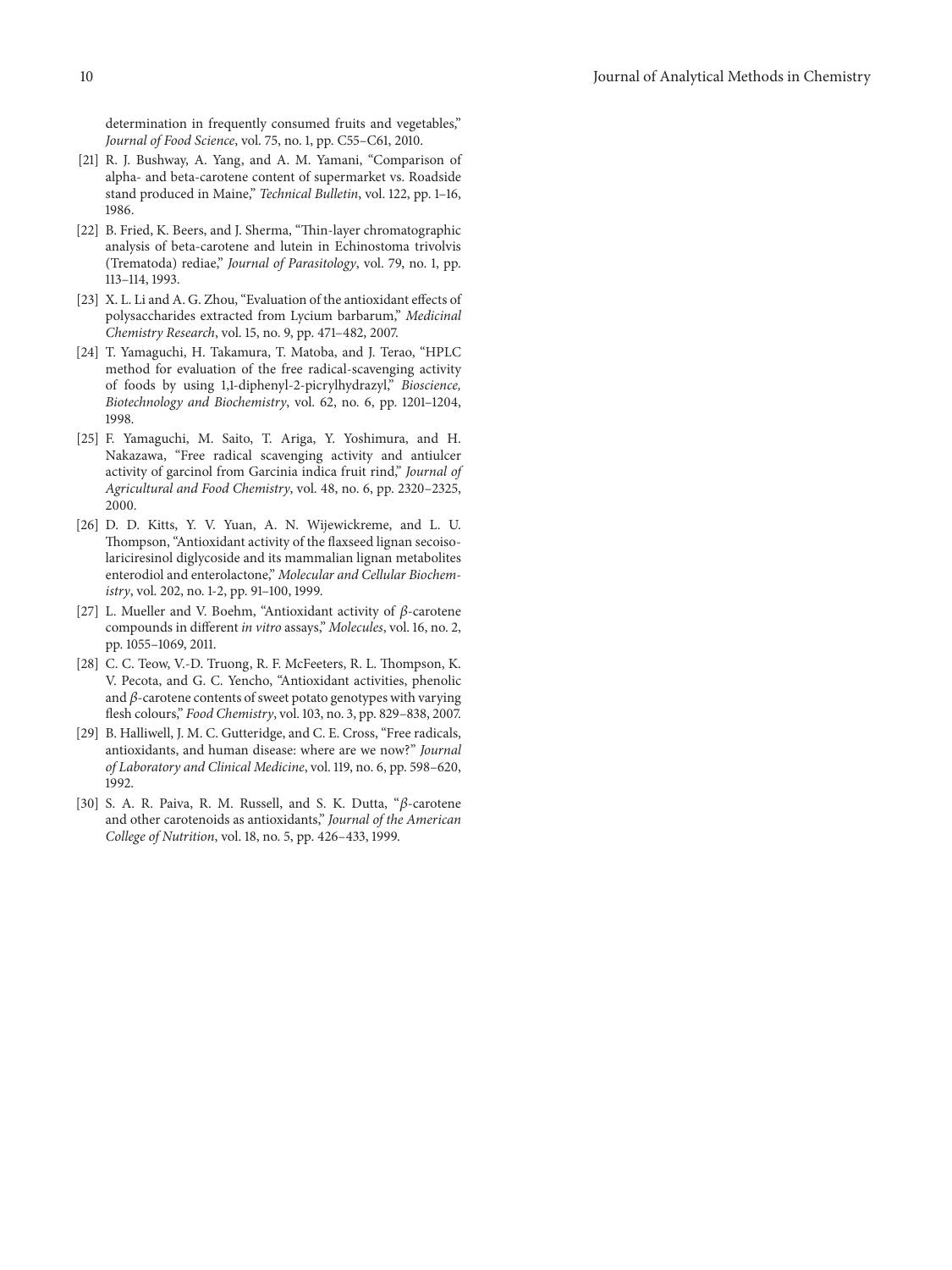determination in frequently consumed fruits and vegetables," *Journal of Food Science*, vol. 75, no. 1, pp. C55–C61, 2010.

[21] R. J. Bushway, A. Yang, and A. M. Yamani, "Comparison of alpha- and beta-carotene content of supermarket vs. Roadside stand produced in Maine," *Technical Bulletin*, vol. 122, pp. 1–16, 1986.

[22] B. Fried, K. Beers, and J. Sherma, "Thin-layer chromatographic analysis of beta-carotene and lutein in Echinostoma trivolvis (Trematoda) rediae," *Journal of Parasitology*, vol. 79, no. 1, pp. 113–114, 1993.

[23] X. L. Li and A. G. Zhou, "Evaluation of the antioxidant effects of polysaccharides extracted from Lycium barbarum," *Medicinal Chemistry Research*, vol. 15, no. 9, pp. 471–482, 2007.

[24] T. Yamaguchi, H. Takamura, T. Matoba, and J. Terao, "HPLC method for evaluation of the free radical-scavenging activity of foods by using 1,1-diphenyl-2-picrylhydrazyl," *Bioscience, Biotechnology and Biochemistry*, vol. 62, no. 6, pp. 1201–1204, 1998.

[25] F. Yamaguchi, M. Saito, T. Ariga, Y. Yoshimura, and H. Nakazawa, "Free radical scavenging activity and antiulcer activity of garcinol from Garcinia indica fruit rind," *Journal of Agricultural and Food Chemistry*, vol. 48, no. 6, pp. 2320–2325, 2000.

[26] D. D. Kitts, Y. V. Yuan, A. N. Wijewickreme, and L. U. Thompson, "Antioxidant activity of the flaxseed lignan secoisolariciresinol diglycoside and its mammalian lignan metabolites enterodiol and enterolactone," *Molecular and Cellular Biochemistry*, vol. 202, no. 1-2, pp. 91–100, 1999.

[27] L. Mueller and V. Boehm, "Antioxidant activity of $\beta$-carotene compounds in different *in vitro* assays," *Molecules*, vol. 16, no. 2, pp. 1055–1069, 2011.

[28] C. C. Teow, V.-D. Truong, R. F. McFeeters, R. L. Thompson, K. V. Pecota, and G. C. Yencho, "Antioxidant activities, phenolic and $\beta$-carotene contents of sweet potato genotypes with varying flesh colours," *Food Chemistry*, vol. 103, no. 3, pp. 829–838, 2007.

[29] B. Halliwell, J. M. C. Gutteridge, and C. E. Cross, "Free radicals, antioxidants, and human disease: where are we now?" *Journal of Laboratory and Clinical Medicine*, vol. 119, no. 6, pp. 598–620, 1992.

[30] S. A. R. Paiva, R. M. Russell, and S. K. Dutta, "$\beta$-carotene and other carotenoids as antioxidants," *Journal of the American College of Nutrition*, vol. 18, no. 5, pp. 426–433, 1999.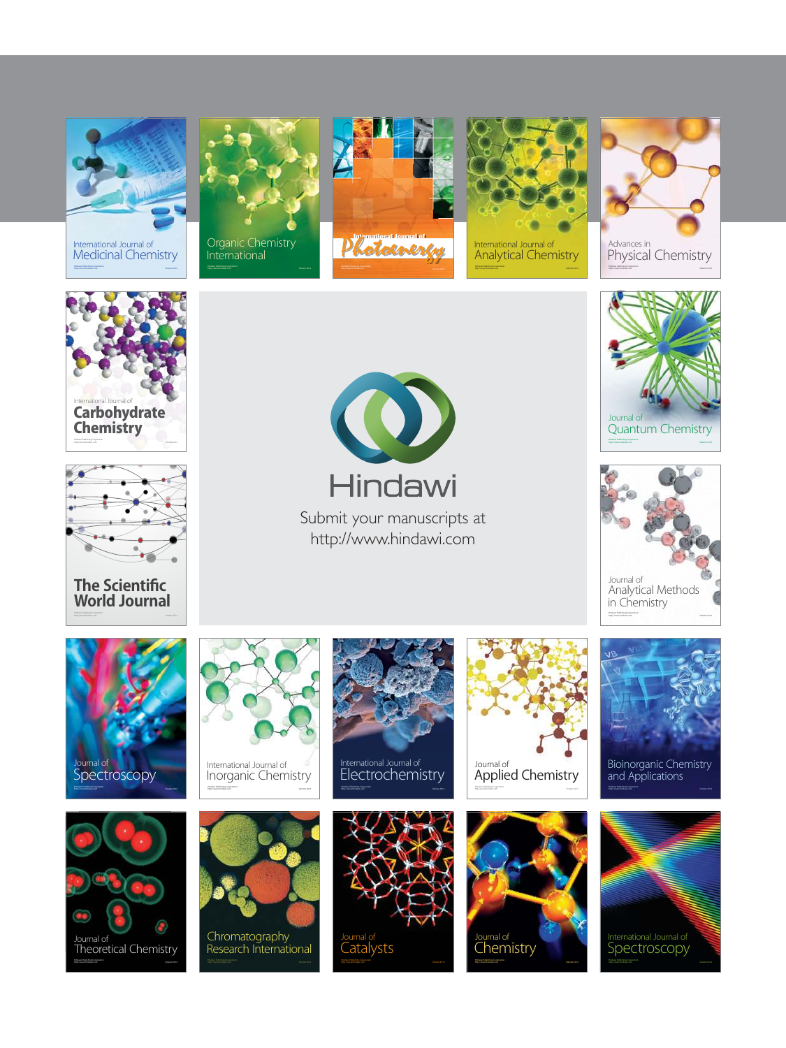International Journal of
Medicinal Chemistry

Organic Chemistry
International

International Journal of
Photoenergy

International Journal of
Analytical Chemistry

Advances in
Physical Chemistry

International Journal of
Carbohydrate Chemistry

Journal of
Quantum Chemistry

# Hindawi

Submit your manuscripts at
http://www.hindawi.com

The Scientific
World Journal

Journal of
Analytical Methods
in Chemistry

Journal of
Spectroscopy

International Journal of
Inorganic Chemistry

International Journal of
Electrochemistry

Journal of
Applied Chemistry

Bioinorganic Chemistry
and Applications

Journal of
Theoretical Chemistry

Chromatography
Research International

Journal of
Catalysts

Journal of
Chemistry

International Journal of
Spectroscopy